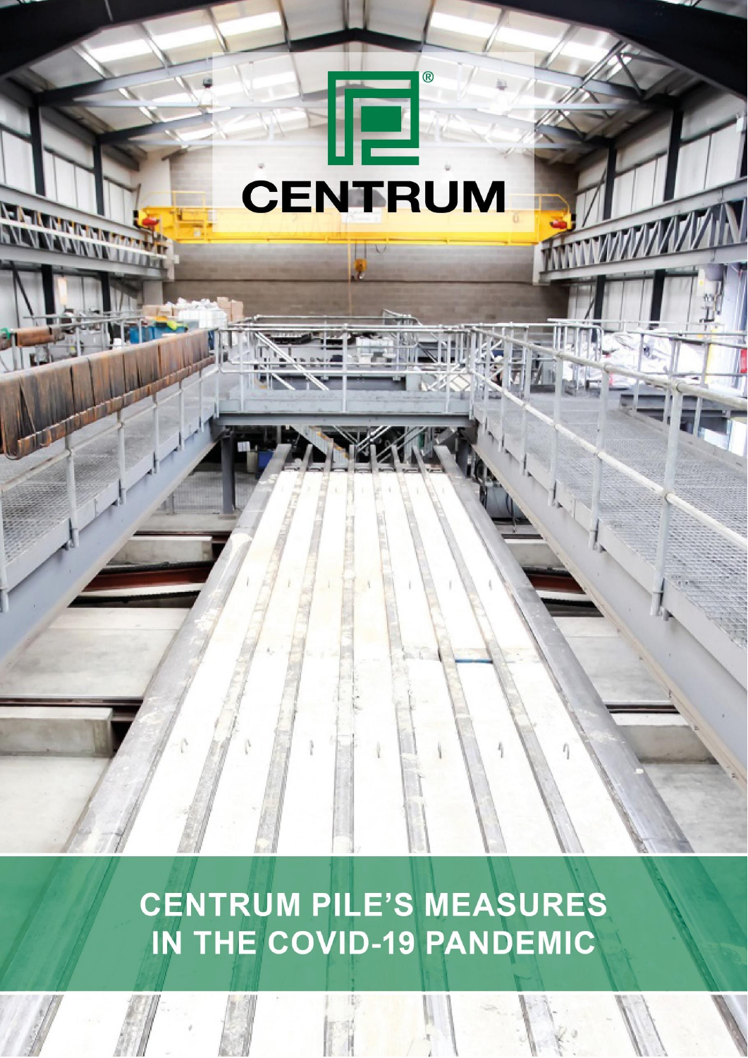CENTRUM

# CENTRUM PILE'S MEASURES IN THE COVID-19 PANDEMIC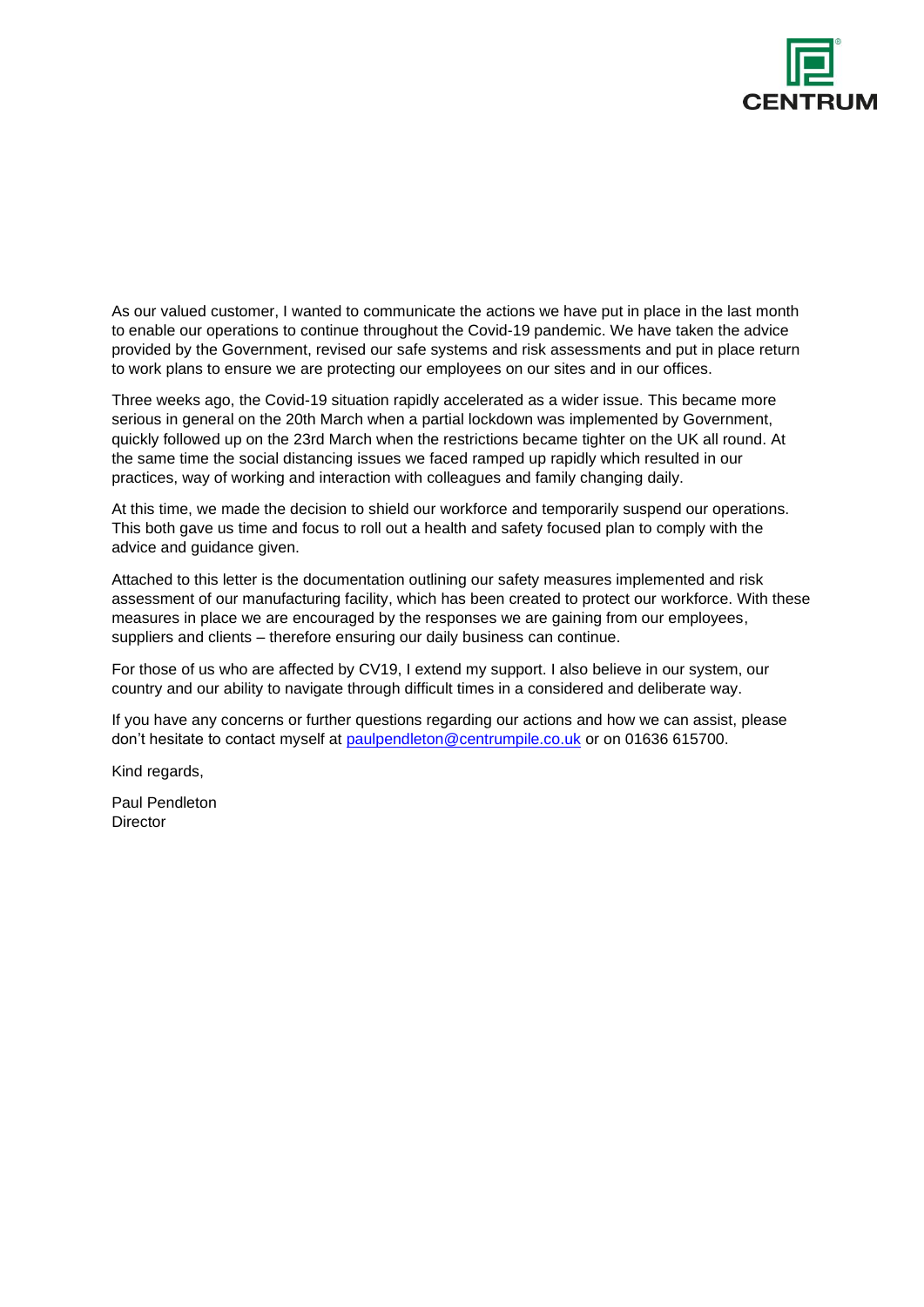As our valued customer, I wanted to communicate the actions we have put in place in the last month to enable our operations to continue throughout the Covid-19 pandemic. We have taken the advice provided by the Government, revised our safe systems and risk assessments and put in place return to work plans to ensure we are protecting our employees on our sites and in our offices.

Three weeks ago, the Covid-19 situation rapidly accelerated as a wider issue. This became more serious in general on the 20th March when a partial lockdown was implemented by Government, quickly followed up on the 23rd March when the restrictions became tighter on the UK all round. At the same time the social distancing issues we faced ramped up rapidly which resulted in our practices, way of working and interaction with colleagues and family changing daily.

At this time, we made the decision to shield our workforce and temporarily suspend our operations. This both gave us time and focus to roll out a health and safety focused plan to comply with the advice and guidance given.

Attached to this letter is the documentation outlining our safety measures implemented and risk assessment of our manufacturing facility, which has been created to protect our workforce. With these measures in place we are encouraged by the responses we are gaining from our employees, suppliers and clients – therefore ensuring our daily business can continue.

For those of us who are affected by CV19, I extend my support. I also believe in our system, our country and our ability to navigate through difficult times in a considered and deliberate way.

If you have any concerns or further questions regarding our actions and how we can assist, please don't hesitate to contact myself at paulpendleton@centrumpile.co.uk or on 01636 615700.

Kind regards,

Paul Pendleton
Director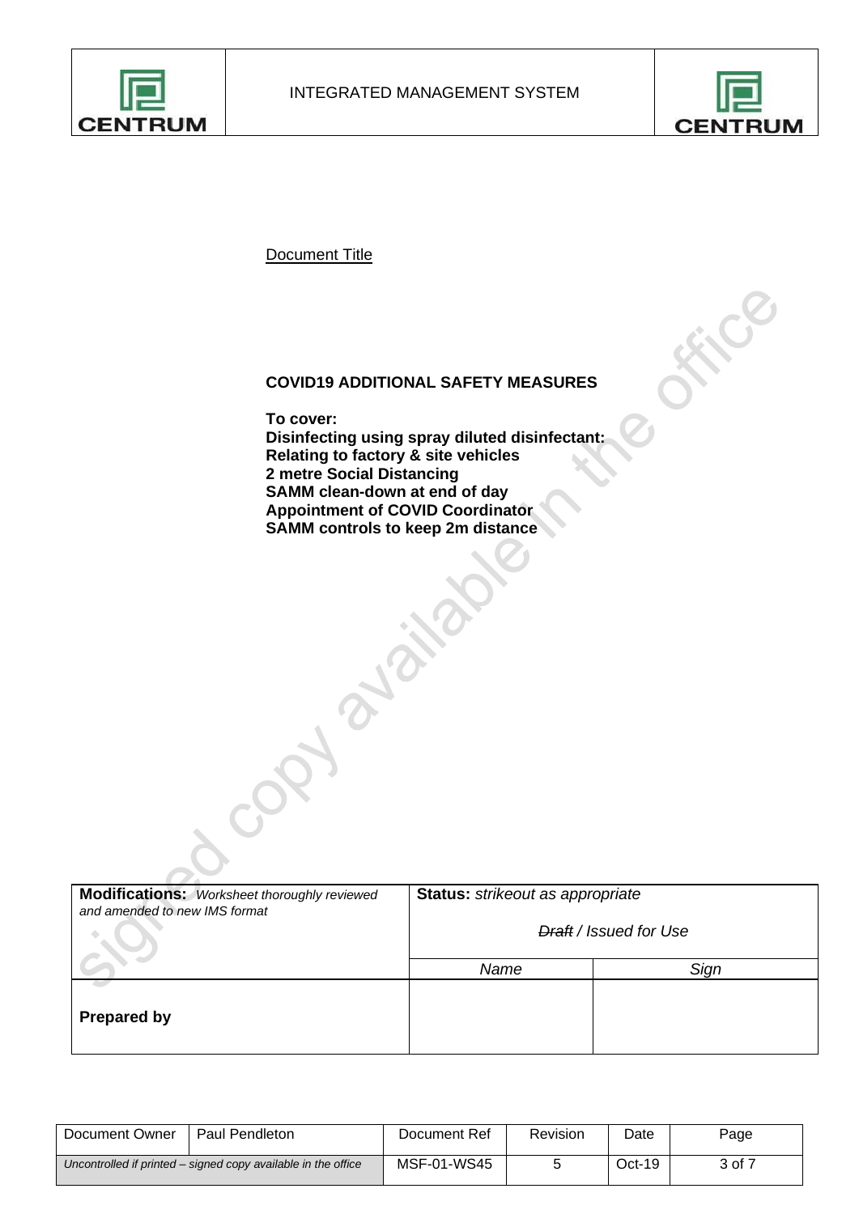Document Title

**COVID19 ADDITIONAL SAFETY MEASURES**

**To cover:**
**Disinfecting using spray diluted disinfectant:**
**Relating to factory & site vehicles**
**2 metre Social Distancing**
**SAMM clean-down at end of day**
**Appointment of COVID Coordinator**
**SAMM controls to keep 2m distance**

| **Modifications:** *Worksheet thoroughly reviewed and amended to new IMS format* | **Status:** *strikeout as appropriate* *~~Draft~~ / Issued for Use* | |
|---|---|---|
| | *Name* | *Sign* |
| **Prepared by** | | |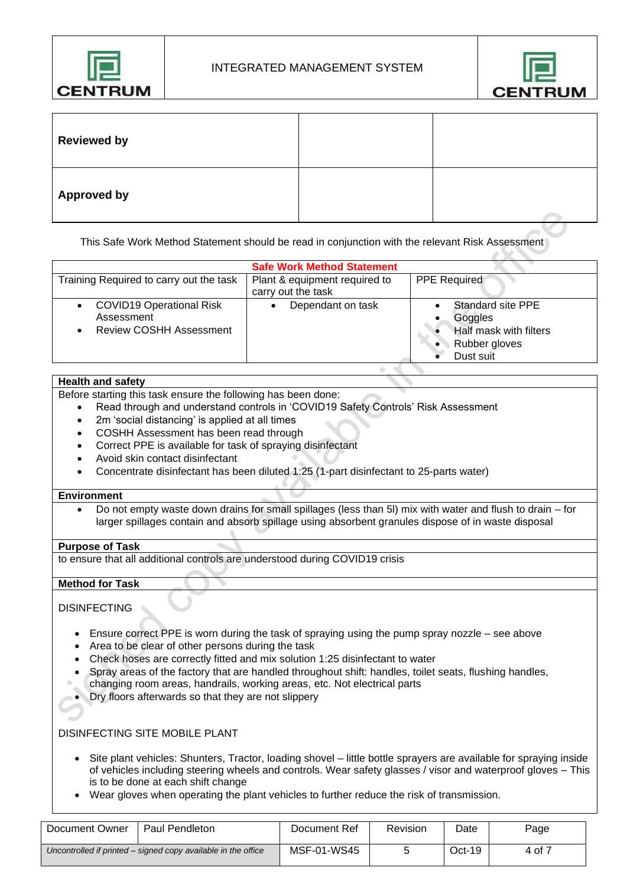INTEGRATED MANAGEMENT SYSTEM

| | | |
|---|---|---|
| **Reviewed by** | | |
| **Approved by** | | |

This Safe Work Method Statement should be read in conjunction with the relevant Risk Assessment

| Safe Work Method Statement | | |
|---|---|---|
| Training Required to carry out the task | Plant & equipment required to carry out the task | PPE Required |
| • COVID19 Operational Risk Assessment<br>• Review COSHH Assessment | • Dependant on task | • Standard site PPE<br>• Goggles<br>• Half mask with filters<br>• Rubber gloves<br>• Dust suit |

**Health and safety**

Before starting this task ensure the following has been done:

- Read through and understand controls in 'COVID19 Safety Controls' Risk Assessment
- 2m 'social distancing' is applied at all times
- COSHH Assessment has been read through
- Correct PPE is available for task of spraying disinfectant
- Avoid skin contact disinfectant
- Concentrate disinfectant has been diluted 1:25 (1-part disinfectant to 25-parts water)

**Environment**

- Do not empty waste down drains for small spillages (less than 5l) mix with water and flush to drain – for larger spillages contain and absorb spillage using absorbent granules dispose of in waste disposal

**Purpose of Task**

to ensure that all additional controls are understood during COVID19 crisis

**Method for Task**

DISINFECTING

- Ensure correct PPE is worn during the task of spraying using the pump spray nozzle – see above
- Area to be clear of other persons during the task
- Check hoses are correctly fitted and mix solution 1:25 disinfectant to water
- Spray areas of the factory that are handled throughout shift: handles, toilet seats, flushing handles, changing room areas, handrails, working areas, etc. Not electrical parts
- Dry floors afterwards so that they are not slippery

DISINFECTING SITE MOBILE PLANT

- Site plant vehicles: Shunters, Tractor, loading shovel – little bottle sprayers are available for spraying inside of vehicles including steering wheels and controls. Wear safety glasses / visor and waterproof gloves – This is to be done at each shift change
- Wear gloves when operating the plant vehicles to further reduce the risk of transmission.

| Document Owner | Paul Pendleton | Document Ref | Revision | Date |
|---|---|---|---|---|
| *Uncontrolled if printed – signed copy available in the office* | | MSF-01-WS45 | 5 | Oct-19 |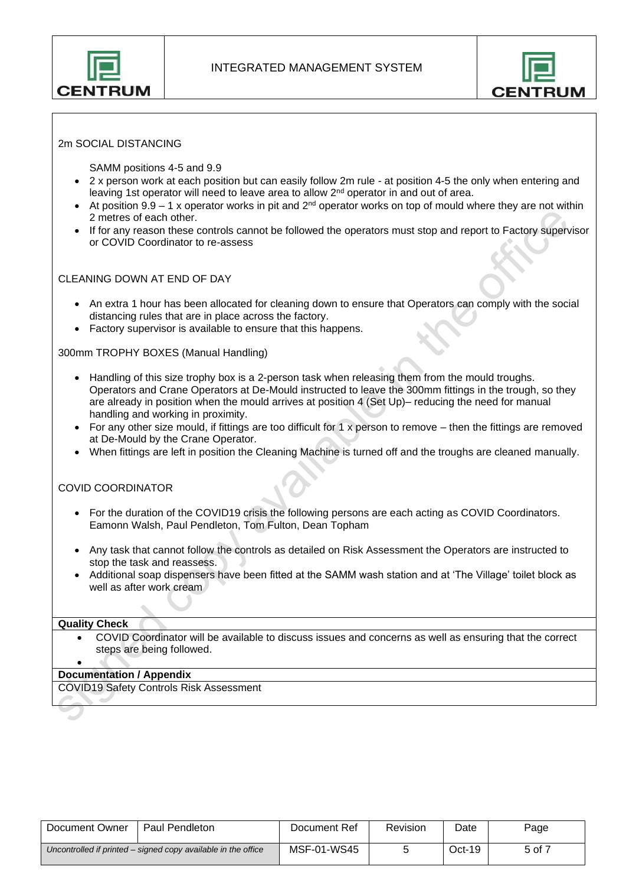2m SOCIAL DISTANCING

SAMM positions 4-5 and 9.9

- 2 x person work at each position but can easily follow 2m rule - at position 4-5 the only when entering and leaving 1st operator will need to leave area to allow 2nd operator in and out of area.
- At position 9.9 – 1 x operator works in pit and 2nd operator works on top of mould where they are not within 2 metres of each other.
- If for any reason these controls cannot be followed the operators must stop and report to Factory supervisor or COVID Coordinator to re-assess

CLEANING DOWN AT END OF DAY

- An extra 1 hour has been allocated for cleaning down to ensure that Operators can comply with the social distancing rules that are in place across the factory.
- Factory supervisor is available to ensure that this happens.

300mm TROPHY BOXES (Manual Handling)

- Handling of this size trophy box is a 2-person task when releasing them from the mould troughs. Operators and Crane Operators at De-Mould instructed to leave the 300mm fittings in the trough, so they are already in position when the mould arrives at position 4 (Set Up)– reducing the need for manual handling and working in proximity.
- For any other size mould, if fittings are too difficult for 1 x person to remove – then the fittings are removed at De-Mould by the Crane Operator.
- When fittings are left in position the Cleaning Machine is turned off and the troughs are cleaned manually.

COVID COORDINATOR

- For the duration of the COVID19 crisis the following persons are each acting as COVID Coordinators. Eamonn Walsh, Paul Pendleton, Tom Fulton, Dean Topham
- Any task that cannot follow the controls as detailed on Risk Assessment the Operators are instructed to stop the task and reassess.
- Additional soap dispensers have been fitted at the SAMM wash station and at 'The Village' toilet block as well as after work cream

**Quality Check**

- COVID Coordinator will be available to discuss issues and concerns as well as ensuring that the correct steps are being followed.

**Documentation / Appendix**

COVID19 Safety Controls Risk Assessment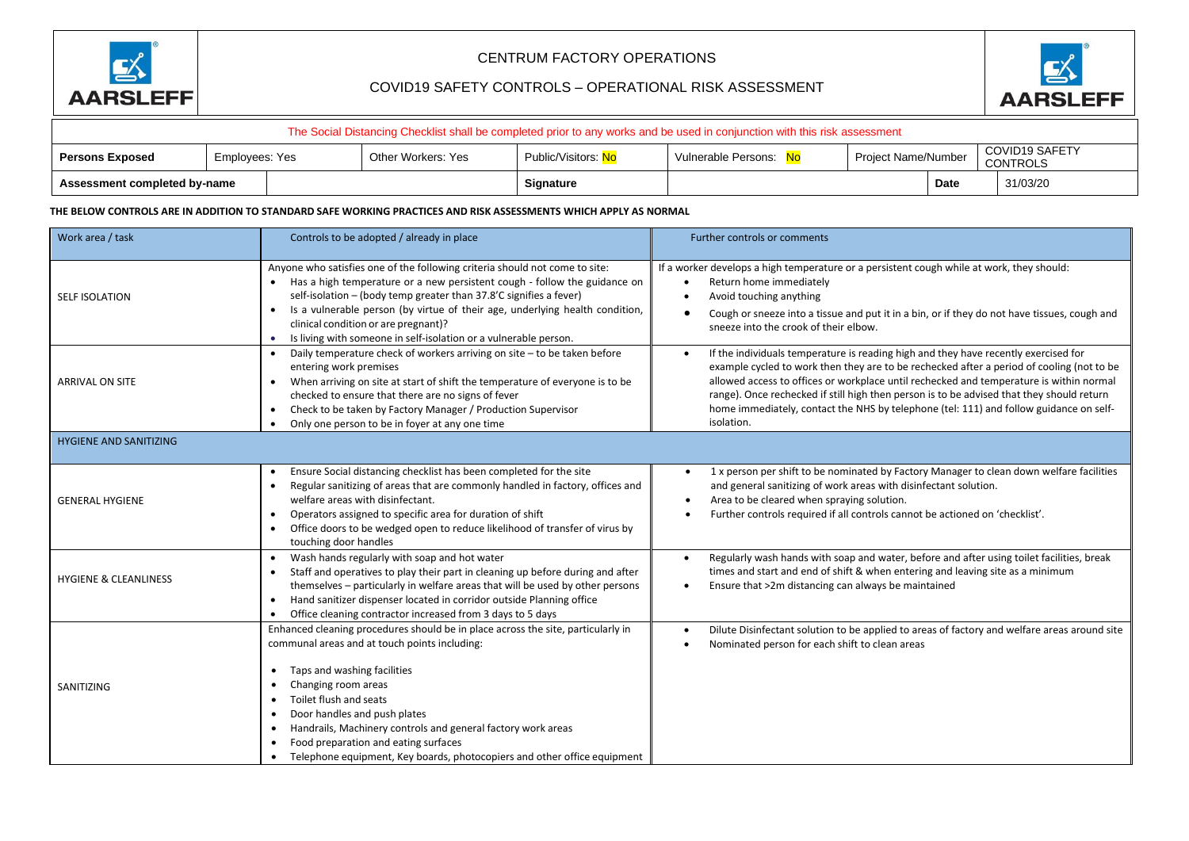# CENTRUM FACTORY OPERATIONS

## COVID19 SAFETY CONTROLS – OPERATIONAL RISK ASSESSMENT

| The Social Distancing Checklist shall be completed prior to any works and be used in conjunction with this risk assessment | | | | | | |
|---|---|---|---|---|---|---|
| **Persons Exposed** | Employees: Yes | Other Workers: Yes | Public/Visitors: No | Vulnerable Persons: No | Project Name/Number | COVID19 SAFETY CONTROLS |
| **Assessment completed by-name** | | | **Signature** | | **Date** | 31/03/20 |

**THE BELOW CONTROLS ARE IN ADDITION TO STANDARD SAFE WORKING PRACTICES AND RISK ASSESSMENTS WHICH APPLY AS NORMAL**

| Work area / task | Controls to be adopted / already in place | Further controls or comments |
|---|---|---|
| SELF ISOLATION | Anyone who satisfies one of the following criteria should not come to site:<br>• Has a high temperature or a new persistent cough - follow the guidance on self-isolation – (body temp greater than 37.8'C signifies a fever)<br>• Is a vulnerable person (by virtue of their age, underlying health condition, clinical condition or are pregnant)?<br>• Is living with someone in self-isolation or a vulnerable person. | If a worker develops a high temperature or a persistent cough while at work, they should:<br>• Return home immediately<br>• Avoid touching anything<br>• Cough or sneeze into a tissue and put it in a bin, or if they do not have tissues, cough and sneeze into the crook of their elbow. |
| ARRIVAL ON SITE | • Daily temperature check of workers arriving on site – to be taken before entering work premises<br>• When arriving on site at start of shift the temperature of everyone is to be checked to ensure that there are no signs of fever<br>• Check to be taken by Factory Manager / Production Supervisor<br>• Only one person to be in foyer at any one time | • If the individuals temperature is reading high and they have recently exercised for example cycled to work then they are to be rechecked after a period of cooling (not to be allowed access to offices or workplace until rechecked and temperature is within normal range). Once rechecked if still high then person is to be advised that they should return home immediately, contact the NHS by telephone (tel: 111) and follow guidance on self-isolation. |
| HYGIENE AND SANITIZING | | |
| GENERAL HYGIENE | • Ensure Social distancing checklist has been completed for the site<br>• Regular sanitizing of areas that are commonly handled in factory, offices and welfare areas with disinfectant.<br>• Operators assigned to specific area for duration of shift<br>• Office doors to be wedged open to reduce likelihood of transfer of virus by touching door handles | • 1 x person per shift to be nominated by Factory Manager to clean down welfare facilities and general sanitizing of work areas with disinfectant solution.<br>• Area to be cleared when spraying solution.<br>• Further controls required if all controls cannot be actioned on 'checklist'. |
| HYGIENE & CLEANLINESS | • Wash hands regularly with soap and hot water<br>• Staff and operatives to play their part in cleaning up before during and after themselves – particularly in welfare areas that will be used by other persons<br>• Hand sanitizer dispenser located in corridor outside Planning office<br>• Office cleaning contractor increased from 3 days to 5 days | • Regularly wash hands with soap and water, before and after using toilet facilities, break times and start and end of shift & when entering and leaving site as a minimum<br>• Ensure that >2m distancing can always be maintained |
| SANITIZING | Enhanced cleaning procedures should be in place across the site, particularly in communal areas and at touch points including:<br>• Taps and washing facilities<br>• Changing room areas<br>• Toilet flush and seats<br>• Door handles and push plates<br>• Handrails, Machinery controls and general factory work areas<br>• Food preparation and eating surfaces<br>• Telephone equipment, Key boards, photocopiers and other office equipment | • Dilute Disinfectant solution to be applied to areas of factory and welfare areas around site<br>• Nominated person for each shift to clean areas |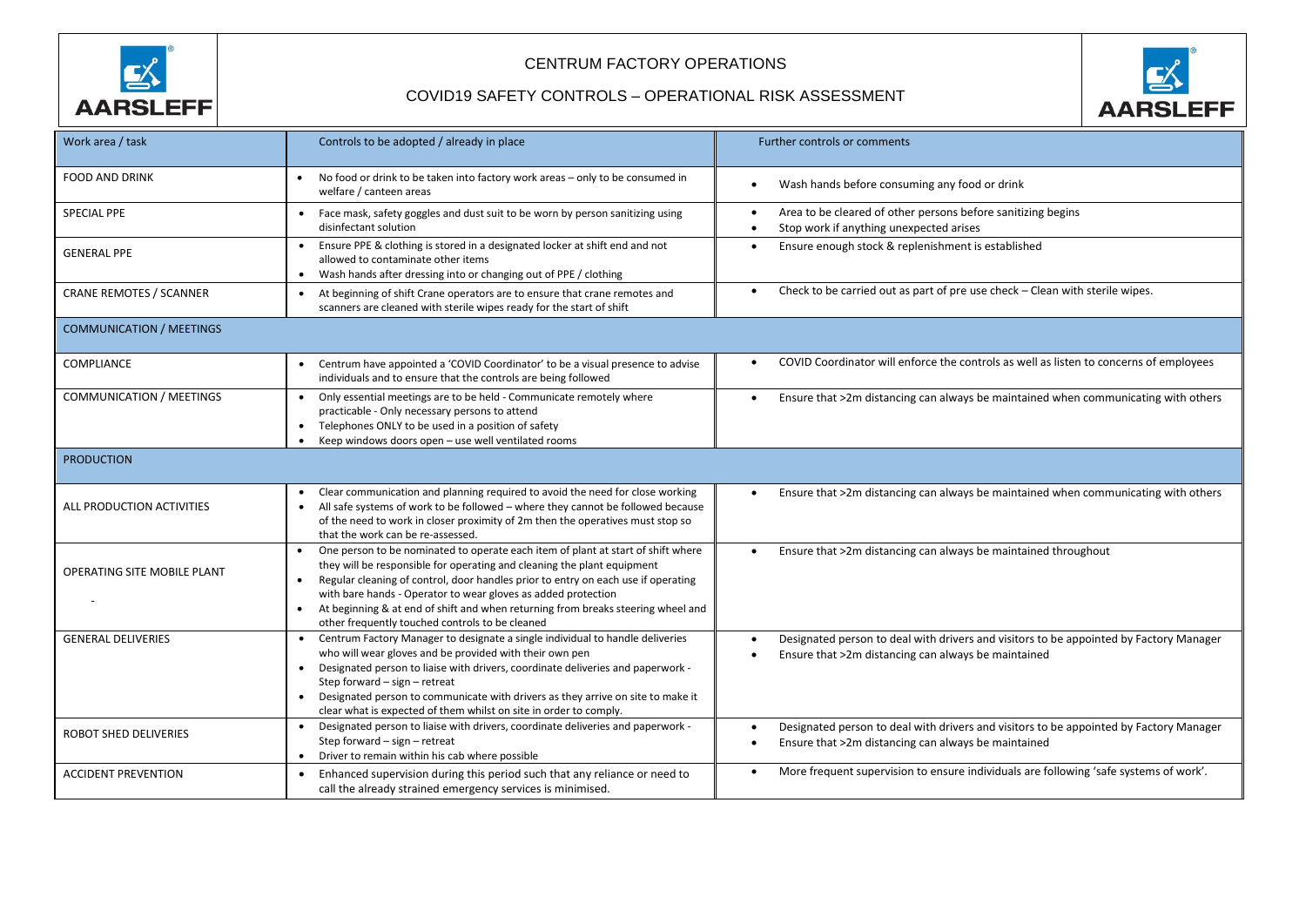CENTRUM FACTORY OPERATIONS

COVID19 SAFETY CONTROLS – OPERATIONAL RISK ASSESSMENT

| Work area / task | Controls to be adopted / already in place | Further controls or comments |
|---|---|---|
| FOOD AND DRINK | • No food or drink to be taken into factory work areas – only to be consumed in welfare / canteen areas | • Wash hands before consuming any food or drink |
| SPECIAL PPE | • Face mask, safety goggles and dust suit to be worn by person sanitizing using disinfectant solution | • Area to be cleared of other persons before sanitizing begins<br>• Stop work if anything unexpected arises |
| GENERAL PPE | • Ensure PPE & clothing is stored in a designated locker at shift end and not allowed to contaminate other items<br>• Wash hands after dressing into or changing out of PPE / clothing | • Ensure enough stock & replenishment is established |
| CRANE REMOTES / SCANNER | • At beginning of shift Crane operators are to ensure that crane remotes and scanners are cleaned with sterile wipes ready for the start of shift | • Check to be carried out as part of pre use check – Clean with sterile wipes. |
| COMMUNICATION / MEETINGS | | |
| COMPLIANCE | • Centrum have appointed a 'COVID Coordinator' to be a visual presence to advise individuals and to ensure that the controls are being followed | • COVID Coordinator will enforce the controls as well as listen to concerns of employees |
| COMMUNICATION / MEETINGS | • Only essential meetings are to be held - Communicate remotely where practicable - Only necessary persons to attend<br>• Telephones ONLY to be used in a position of safety<br>• Keep windows doors open – use well ventilated rooms | • Ensure that >2m distancing can always be maintained when communicating with others |
| PRODUCTION | | |
| ALL PRODUCTION ACTIVITIES | • Clear communication and planning required to avoid the need for close working<br>• All safe systems of work to be followed – where they cannot be followed because of the need to work in closer proximity of 2m then the operatives must stop so that the work can be re-assessed. | • Ensure that >2m distancing can always be maintained when communicating with others |
| OPERATING SITE MOBILE PLANT<br>- | • One person to be nominated to operate each item of plant at start of shift where they will be responsible for operating and cleaning the plant equipment<br>• Regular cleaning of control, door handles prior to entry on each use if operating with bare hands - Operator to wear gloves as added protection<br>• At beginning & at end of shift and when returning from breaks steering wheel and other frequently touched controls to be cleaned | • Ensure that >2m distancing can always be maintained throughout |
| GENERAL DELIVERIES | • Centrum Factory Manager to designate a single individual to handle deliveries who will wear gloves and be provided with their own pen<br>• Designated person to liaise with drivers, coordinate deliveries and paperwork - Step forward – sign – retreat<br>• Designated person to communicate with drivers as they arrive on site to make it clear what is expected of them whilst on site in order to comply. | • Designated person to deal with drivers and visitors to be appointed by Factory Manager<br>• Ensure that >2m distancing can always be maintained |
| ROBOT SHED DELIVERIES | • Designated person to liaise with drivers, coordinate deliveries and paperwork - Step forward – sign – retreat<br>• Driver to remain within his cab where possible | • Designated person to deal with drivers and visitors to be appointed by Factory Manager<br>• Ensure that >2m distancing can always be maintained |
| ACCIDENT PREVENTION | • Enhanced supervision during this period such that any reliance or need to call the already strained emergency services is minimised. | • More frequent supervision to ensure individuals are following 'safe systems of work'. |